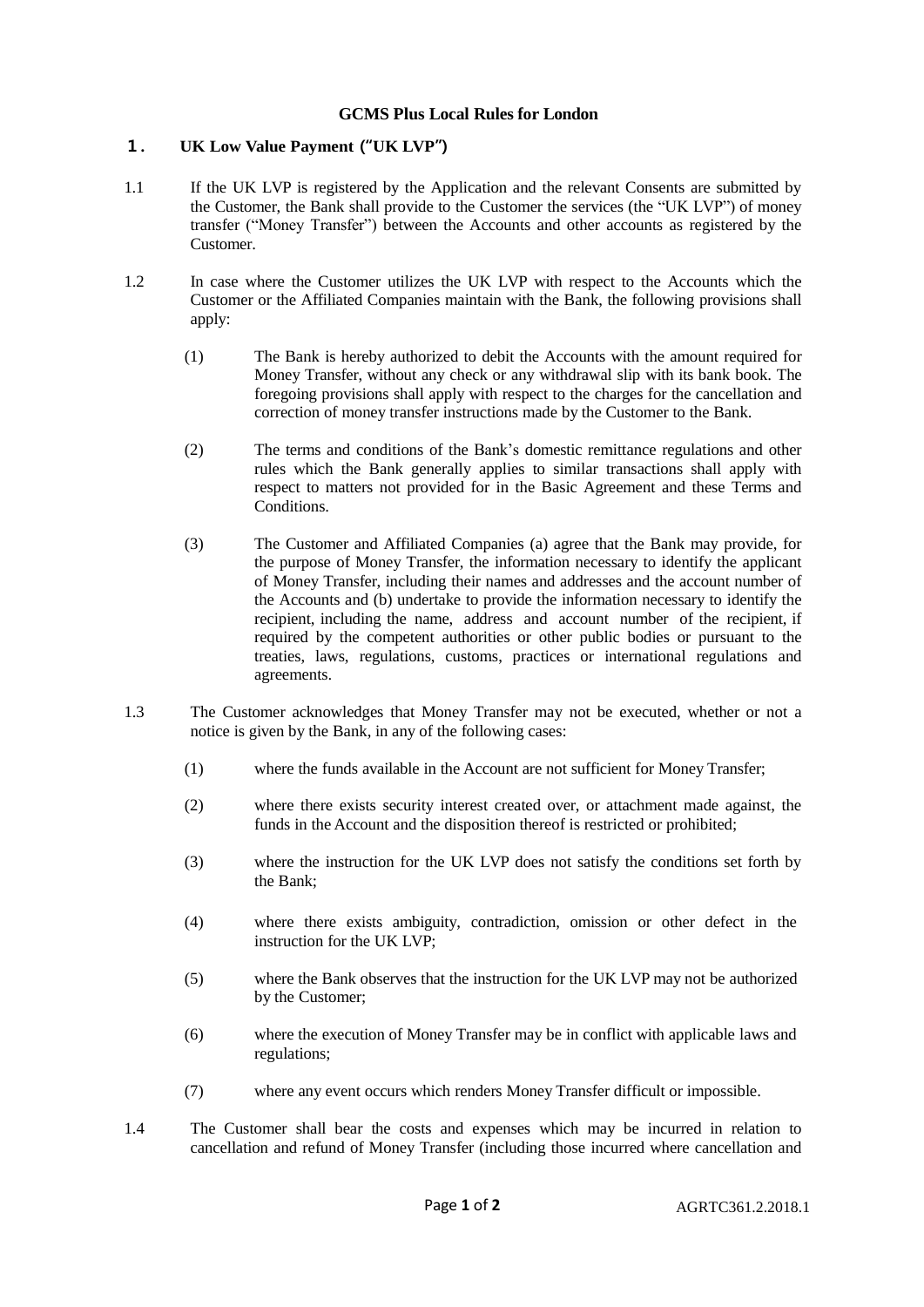# GCMS Plus Local Rules for London

## 1. UK Low Value Payment ("UK LVP")

1.1 If the UK LVP is registered by the Application and the relevant Consents are submitted by the Customer, the Bank shall provide to the Customer the services (the "UK LVP") of money transfer ("Money Transfer") between the Accounts and other accounts as registered by the Customer.

1.2 In case where the Customer utilizes the UK LVP with respect to the Accounts which the Customer or the Affiliated Companies maintain with the Bank, the following provisions shall apply:

(1) The Bank is hereby authorized to debit the Accounts with the amount required for Money Transfer, without any check or any withdrawal slip with its bank book. The foregoing provisions shall apply with respect to the charges for the cancellation and correction of money transfer instructions made by the Customer to the Bank.

(2) The terms and conditions of the Bank's domestic remittance regulations and other rules which the Bank generally applies to similar transactions shall apply with respect to matters not provided for in the Basic Agreement and these Terms and Conditions.

(3) The Customer and Affiliated Companies (a) agree that the Bank may provide, for the purpose of Money Transfer, the information necessary to identify the applicant of Money Transfer, including their names and addresses and the account number of the Accounts and (b) undertake to provide the information necessary to identify the recipient, including the name, address and account number of the recipient, if required by the competent authorities or other public bodies or pursuant to the treaties, laws, regulations, customs, practices or international regulations and agreements.

1.3 The Customer acknowledges that Money Transfer may not be executed, whether or not a notice is given by the Bank, in any of the following cases:

(1) where the funds available in the Account are not sufficient for Money Transfer;

(2) where there exists security interest created over, or attachment made against, the funds in the Account and the disposition thereof is restricted or prohibited;

(3) where the instruction for the UK LVP does not satisfy the conditions set forth by the Bank;

(4) where there exists ambiguity, contradiction, omission or other defect in the instruction for the UK LVP;

(5) where the Bank observes that the instruction for the UK LVP may not be authorized by the Customer;

(6) where the execution of Money Transfer may be in conflict with applicable laws and regulations;

(7) where any event occurs which renders Money Transfer difficult or impossible.

1.4 The Customer shall bear the costs and expenses which may be incurred in relation to cancellation and refund of Money Transfer (including those incurred where cancellation and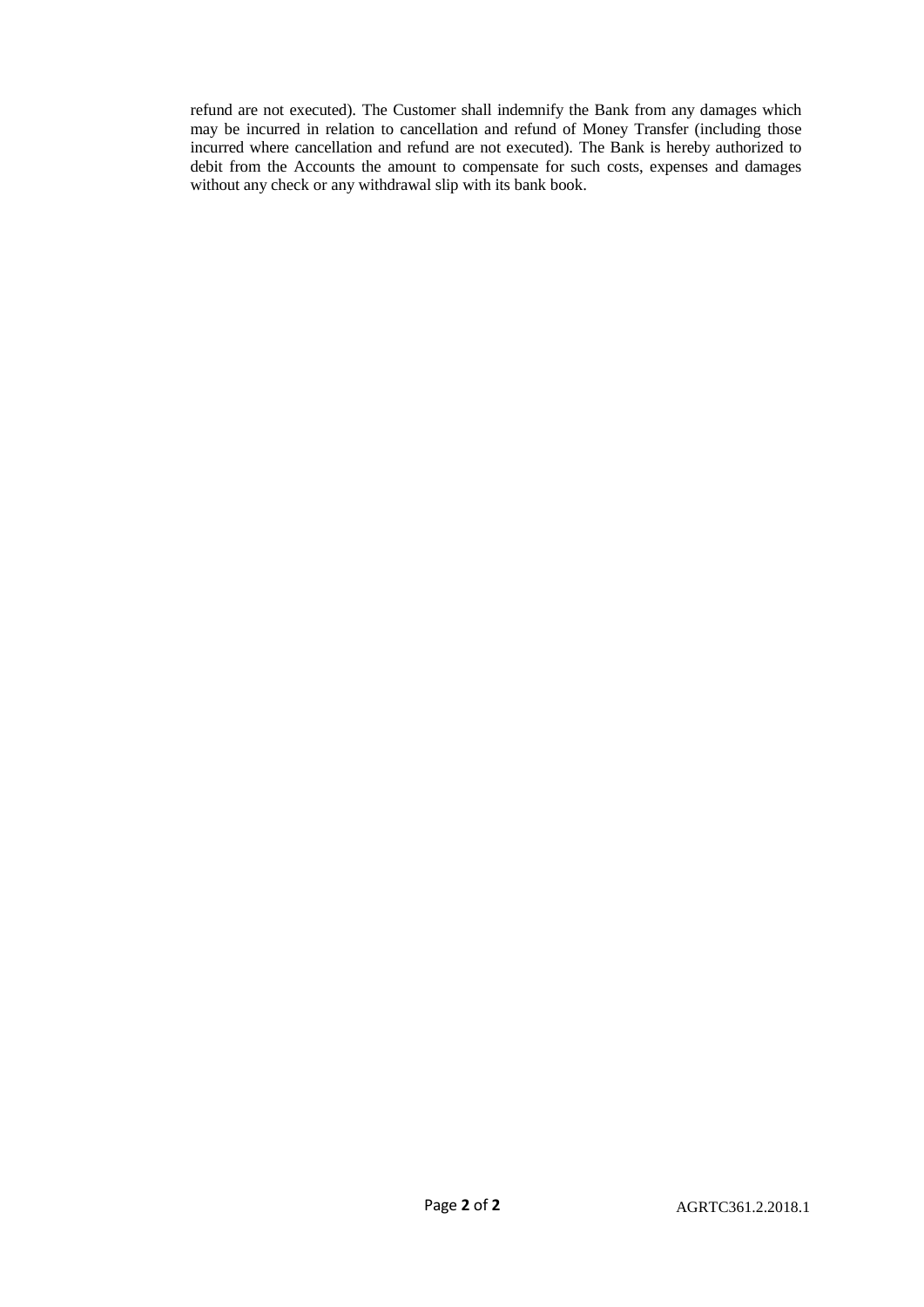refund are not executed). The Customer shall indemnify the Bank from any damages which may be incurred in relation to cancellation and refund of Money Transfer (including those incurred where cancellation and refund are not executed). The Bank is hereby authorized to debit from the Accounts the amount to compensate for such costs, expenses and damages without any check or any withdrawal slip with its bank book.